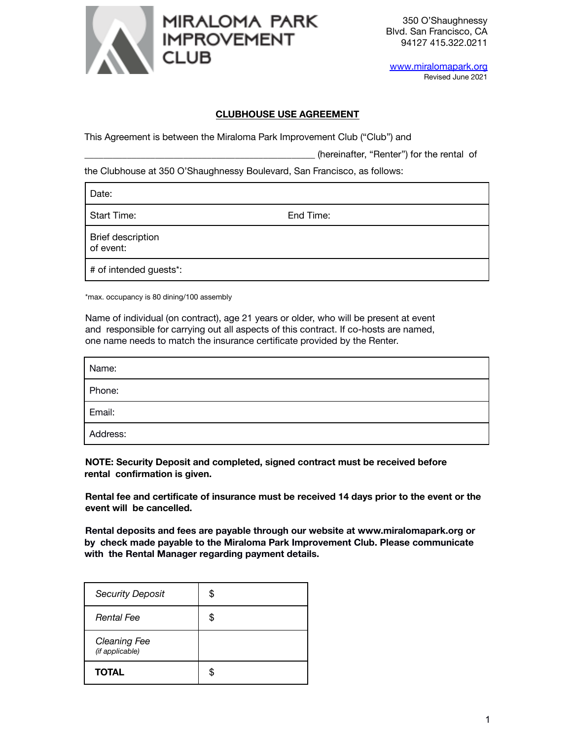# MIRALOMA PARK IMPROVEMENT CLUB

350 O'Shaughnessy Blvd. San Francisco, CA 94127 415.322.0211

www.miralomapark.org
Revised June 2021

## CLUBHOUSE USE AGREEMENT

This Agreement is between the Miraloma Park Improvement Club ("Club") and

_____________________________________________ (hereinafter, "Renter") for the rental of

the Clubhouse at 350 O'Shaughnessy Boulevard, San Francisco, as follows:

| Date: | |
|---|---|
| Start Time: | End Time: |
| Brief description of event: | |
| # of intended guests*: | |

*max. occupancy is 80 dining/100 assembly

Name of individual (on contract), age 21 years or older, who will be present at event and responsible for carrying out all aspects of this contract. If co-hosts are named, one name needs to match the insurance certificate provided by the Renter.

| Name: |
|---|
| Phone: |
| Email: |
| Address: |

**NOTE: Security Deposit and completed, signed contract must be received before rental confirmation is given.**

**Rental fee and certificate of insurance must be received 14 days prior to the event or the event will be cancelled.**

**Rental deposits and fees are payable through our website at www.miralomapark.org or by check made payable to the Miraloma Park Improvement Club. Please communicate with the Rental Manager regarding payment details.**

| | |
|---|---|
| *Security Deposit* | $ |
| *Rental Fee* | $ |
| *Cleaning Fee* *(if applicable)* | |
| **TOTAL** | $ |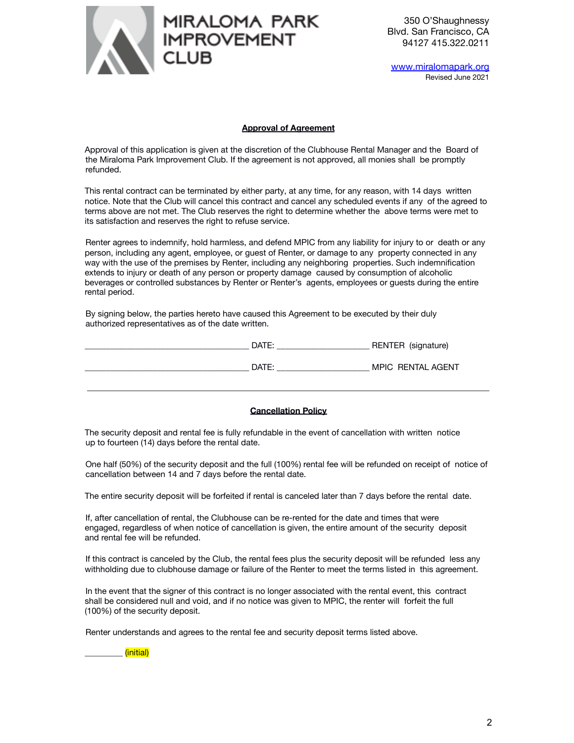# MIRALOMA PARK IMPROVEMENT CLUB

350 O'Shaughnessy Blvd. San Francisco, CA 94127 415.322.0211

www.miralomapark.org

Revised June 2021

## Approval of Agreement

Approval of this application is given at the discretion of the Clubhouse Rental Manager and the Board of the Miraloma Park Improvement Club. If the agreement is not approved, all monies shall be promptly refunded.

This rental contract can be terminated by either party, at any time, for any reason, with 14 days written notice. Note that the Club will cancel this contract and cancel any scheduled events if any of the agreed to terms above are not met. The Club reserves the right to determine whether the above terms were met to its satisfaction and reserves the right to refuse service.

Renter agrees to indemnify, hold harmless, and defend MPIC from any liability for injury to or death or any person, including any agent, employee, or guest of Renter, or damage to any property connected in any way with the use of the premises by Renter, including any neighboring properties. Such indemnification extends to injury or death of any person or property damage caused by consumption of alcoholic beverages or controlled substances by Renter or Renter's agents, employees or guests during the entire rental period.

By signing below, the parties hereto have caused this Agreement to be executed by their duly authorized representatives as of the date written.

_______________________________ DATE: __________________ RENTER (signature)

_______________________________ DATE: __________________ MPIC RENTAL AGENT

---

## Cancellation Policy

The security deposit and rental fee is fully refundable in the event of cancellation with written notice up to fourteen (14) days before the rental date.

One half (50%) of the security deposit and the full (100%) rental fee will be refunded on receipt of notice of cancellation between 14 and 7 days before the rental date.

The entire security deposit will be forfeited if rental is canceled later than 7 days before the rental date.

If, after cancellation of rental, the Clubhouse can be re-rented for the date and times that were engaged, regardless of when notice of cancellation is given, the entire amount of the security deposit and rental fee will be refunded.

If this contract is canceled by the Club, the rental fees plus the security deposit will be refunded less any withholding due to clubhouse damage or failure of the Renter to meet the terms listed in this agreement.

In the event that the signer of this contract is no longer associated with the rental event, this contract shall be considered null and void, and if no notice was given to MPIC, the renter will forfeit the full (100%) of the security deposit.

Renter understands and agrees to the rental fee and security deposit terms listed above.

________ (initial)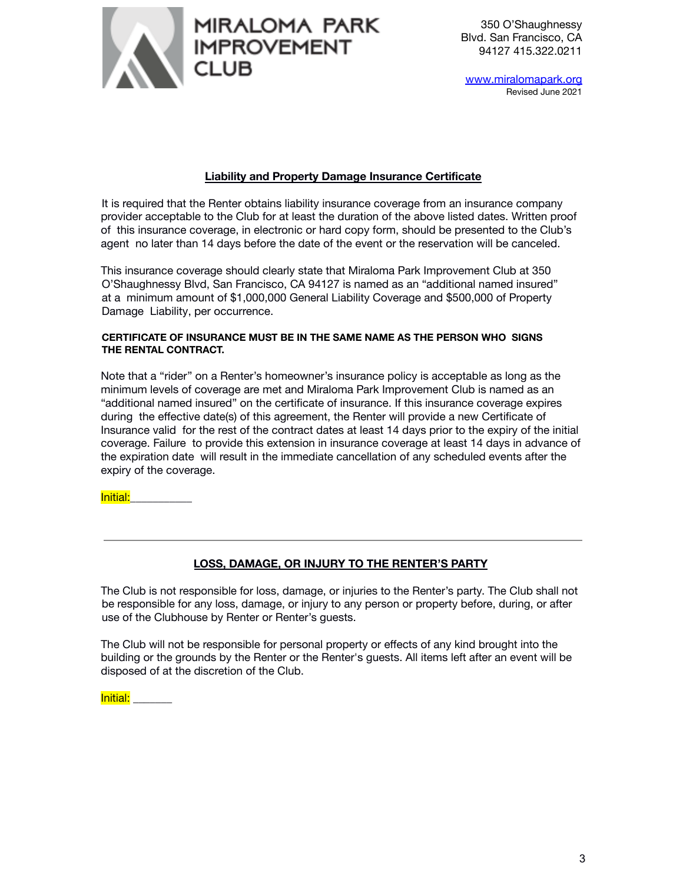# MIRALOMA PARK IMPROVEMENT CLUB

350 O'Shaughnessy Blvd. San Francisco, CA 94127 415.322.0211

www.miralomapark.org

Revised June 2021

## Liability and Property Damage Insurance Certificate

It is required that the Renter obtains liability insurance coverage from an insurance company provider acceptable to the Club for at least the duration of the above listed dates. Written proof of this insurance coverage, in electronic or hard copy form, should be presented to the Club's agent no later than 14 days before the date of the event or the reservation will be canceled.

This insurance coverage should clearly state that Miraloma Park Improvement Club at 350 O'Shaughnessy Blvd, San Francisco, CA 94127 is named as an "additional named insured" at a minimum amount of $1,000,000 General Liability Coverage and $500,000 of Property Damage Liability, per occurrence.

**CERTIFICATE OF INSURANCE MUST BE IN THE SAME NAME AS THE PERSON WHO SIGNS THE RENTAL CONTRACT.**

Note that a "rider" on a Renter's homeowner's insurance policy is acceptable as long as the minimum levels of coverage are met and Miraloma Park Improvement Club is named as an "additional named insured" on the certificate of insurance. If this insurance coverage expires during the effective date(s) of this agreement, the Renter will provide a new Certificate of Insurance valid for the rest of the contract dates at least 14 days prior to the expiry of the initial coverage. Failure to provide this extension in insurance coverage at least 14 days in advance of the expiration date will result in the immediate cancellation of any scheduled events after the expiry of the coverage.

Initial:__________

---

## LOSS, DAMAGE, OR INJURY TO THE RENTER'S PARTY

The Club is not responsible for loss, damage, or injuries to the Renter's party. The Club shall not be responsible for any loss, damage, or injury to any person or property before, during, or after use of the Clubhouse by Renter or Renter's guests.

The Club will not be responsible for personal property or effects of any kind brought into the building or the grounds by the Renter or the Renter's guests. All items left after an event will be disposed of at the discretion of the Club.

Initial: ______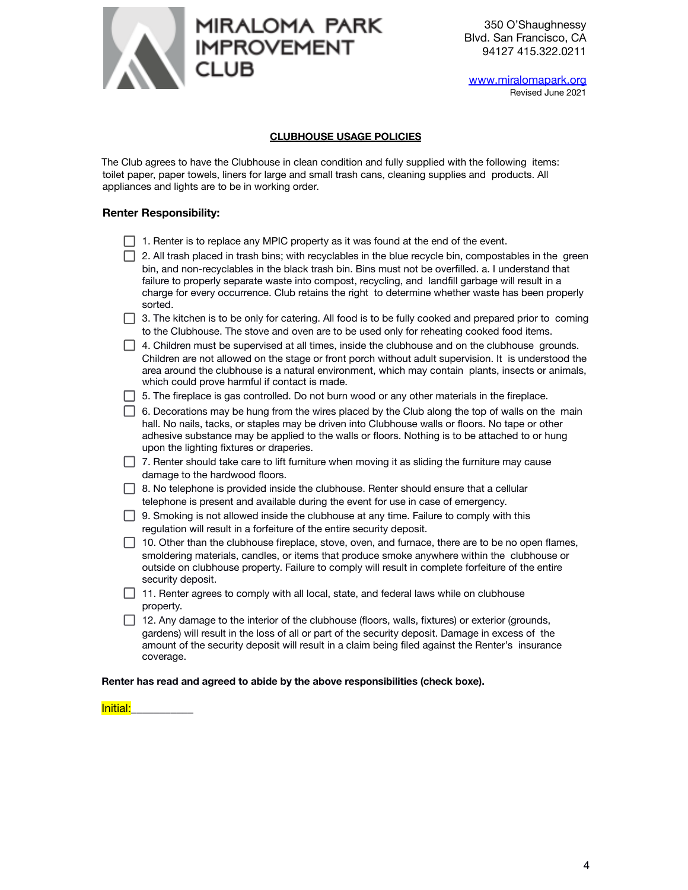MIRALOMA PARK IMPROVEMENT CLUB

350 O'Shaughnessy Blvd. San Francisco, CA 94127 415.322.0211

www.miralomapark.org
Revised June 2021

## CLUBHOUSE USAGE POLICIES

The Club agrees to have the Clubhouse in clean condition and fully supplied with the following items: toilet paper, paper towels, liners for large and small trash cans, cleaning supplies and products. All appliances and lights are to be in working order.

### Renter Responsibility:

- [ ] 1. Renter is to replace any MPIC property as it was found at the end of the event.
- [ ] 2. All trash placed in trash bins; with recyclables in the blue recycle bin, compostables in the green bin, and non-recyclables in the black trash bin. Bins must not be overfilled. a. I understand that failure to properly separate waste into compost, recycling, and landfill garbage will result in a charge for every occurrence. Club retains the right to determine whether waste has been properly sorted.
- [ ] 3. The kitchen is to be only for catering. All food is to be fully cooked and prepared prior to coming to the Clubhouse. The stove and oven are to be used only for reheating cooked food items.
- [ ] 4. Children must be supervised at all times, inside the clubhouse and on the clubhouse grounds. Children are not allowed on the stage or front porch without adult supervision. It is understood the area around the clubhouse is a natural environment, which may contain plants, insects or animals, which could prove harmful if contact is made.
- [ ] 5. The fireplace is gas controlled. Do not burn wood or any other materials in the fireplace.
- [ ] 6. Decorations may be hung from the wires placed by the Club along the top of walls on the main hall. No nails, tacks, or staples may be driven into Clubhouse walls or floors. No tape or other adhesive substance may be applied to the walls or floors. Nothing is to be attached to or hung upon the lighting fixtures or draperies.
- [ ] 7. Renter should take care to lift furniture when moving it as sliding the furniture may cause damage to the hardwood floors.
- [ ] 8. No telephone is provided inside the clubhouse. Renter should ensure that a cellular telephone is present and available during the event for use in case of emergency.
- [ ] 9. Smoking is not allowed inside the clubhouse at any time. Failure to comply with this regulation will result in a forfeiture of the entire security deposit.
- [ ] 10. Other than the clubhouse fireplace, stove, oven, and furnace, there are to be no open flames, smoldering materials, candles, or items that produce smoke anywhere within the clubhouse or outside on clubhouse property. Failure to comply will result in complete forfeiture of the entire security deposit.
- [ ] 11. Renter agrees to comply with all local, state, and federal laws while on clubhouse property.
- [ ] 12. Any damage to the interior of the clubhouse (floors, walls, fixtures) or exterior (grounds, gardens) will result in the loss of all or part of the security deposit. Damage in excess of the amount of the security deposit will result in a claim being filed against the Renter's insurance coverage.

**Renter has read and agreed to abide by the above responsibilities (check boxe).**

Initial:___________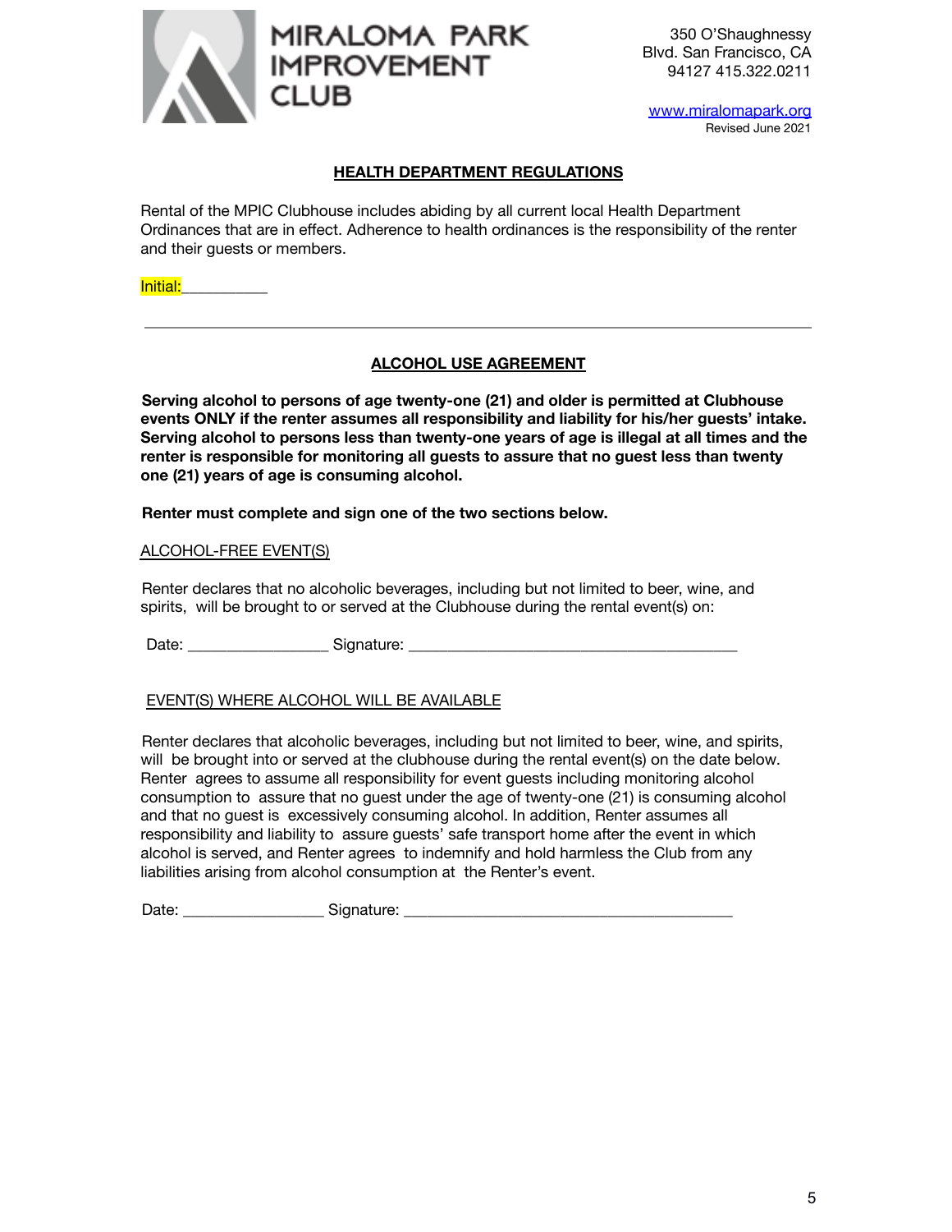**MIRALOMA PARK IMPROVEMENT CLUB**

350 O'Shaughnessy Blvd. San Francisco, CA 94127 415.322.0211

www.miralomapark.org

Revised June 2021

## HEALTH DEPARTMENT REGULATIONS

Rental of the MPIC Clubhouse includes abiding by all current local Health Department Ordinances that are in effect. Adherence to health ordinances is the responsibility of the renter and their guests or members.

Initial:__________

---

## ALCOHOL USE AGREEMENT

**Serving alcohol to persons of age twenty-one (21) and older is permitted at Clubhouse events ONLY if the renter assumes all responsibility and liability for his/her guests' intake. Serving alcohol to persons less than twenty-one years of age is illegal at all times and the renter is responsible for monitoring all guests to assure that no guest less than twenty one (21) years of age is consuming alcohol.**

**Renter must complete and sign one of the two sections below.**

ALCOHOL-FREE EVENT(S)

Renter declares that no alcoholic beverages, including but not limited to beer, wine, and spirits, will be brought to or served at the Clubhouse during the rental event(s) on:

Date: ________________ Signature: ________________________________________

EVENT(S) WHERE ALCOHOL WILL BE AVAILABLE

Renter declares that alcoholic beverages, including but not limited to beer, wine, and spirits, will be brought into or served at the clubhouse during the rental event(s) on the date below. Renter agrees to assume all responsibility for event guests including monitoring alcohol consumption to assure that no guest under the age of twenty-one (21) is consuming alcohol and that no guest is excessively consuming alcohol. In addition, Renter assumes all responsibility and liability to assure guests' safe transport home after the event in which alcohol is served, and Renter agrees to indemnify and hold harmless the Club from any liabilities arising from alcohol consumption at the Renter's event.

Date: ________________ Signature: ________________________________________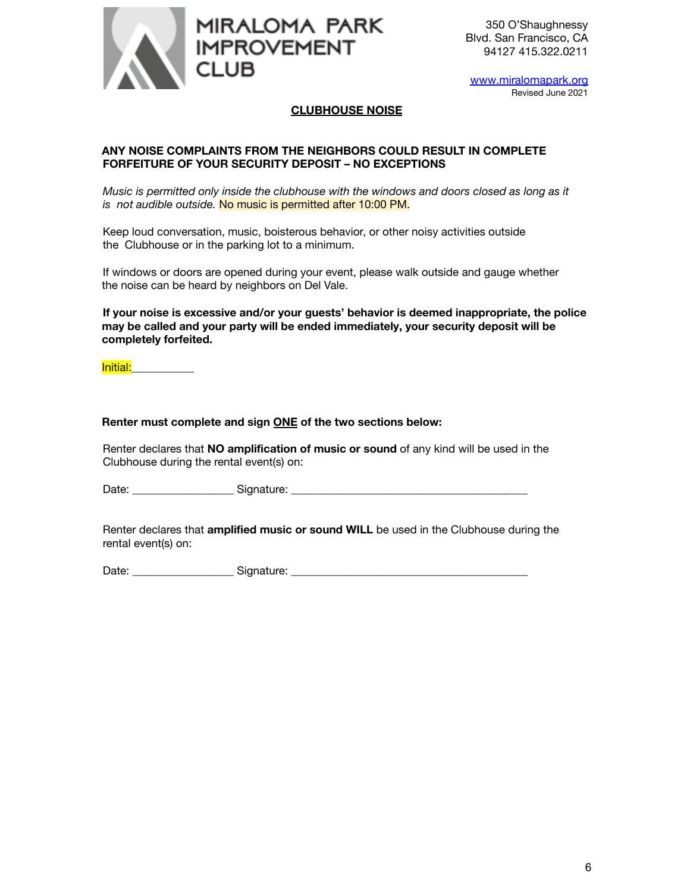MIRALOMA PARK IMPROVEMENT CLUB

350 O'Shaughnessy Blvd. San Francisco, CA 94127 415.322.0211

www.miralomapark.org
Revised June 2021

## CLUBHOUSE NOISE

**ANY NOISE COMPLAINTS FROM THE NEIGHBORS COULD RESULT IN COMPLETE FORFEITURE OF YOUR SECURITY DEPOSIT – NO EXCEPTIONS**

*Music is permitted only inside the clubhouse with the windows and doors closed as long as it is not audible outside.* No music is permitted after 10:00 PM.

Keep loud conversation, music, boisterous behavior, or other noisy activities outside the Clubhouse or in the parking lot to a minimum.

If windows or doors are opened during your event, please walk outside and gauge whether the noise can be heard by neighbors on Del Vale.

**If your noise is excessive and/or your guests' behavior is deemed inappropriate, the police may be called and your party will be ended immediately, your security deposit will be completely forfeited.**

Initial:__________

**Renter must complete and sign ONE of the two sections below:**

Renter declares that **NO amplification of music or sound** of any kind will be used in the Clubhouse during the rental event(s) on:

Date: ________________ Signature: ______________________________________

Renter declares that **amplified music or sound WILL** be used in the Clubhouse during the rental event(s) on:

Date: ________________ Signature: ______________________________________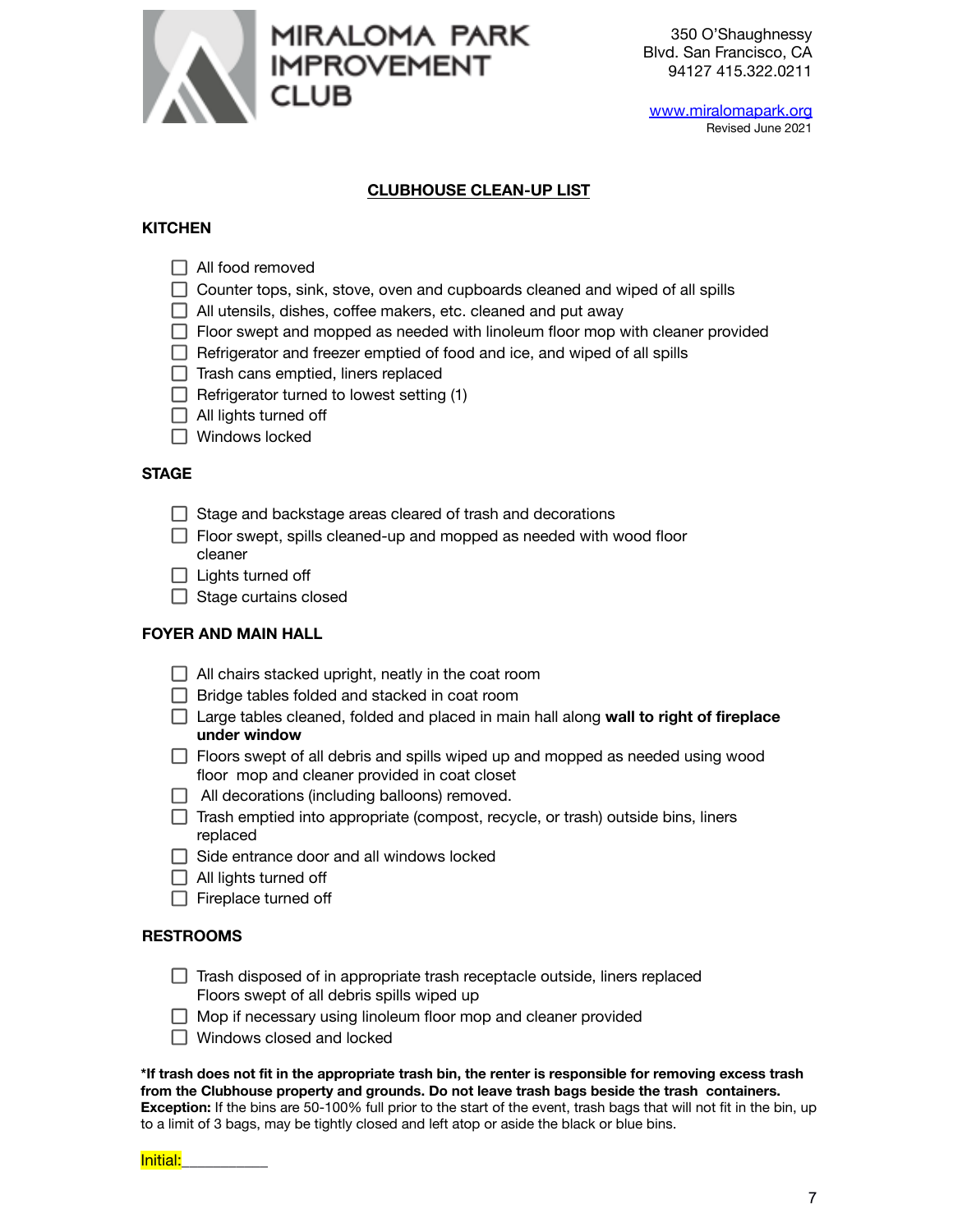# MIRALOMA PARK IMPROVEMENT CLUB

350 O'Shaughnessy Blvd. San Francisco, CA 94127 415.322.0211

www.miralomapark.org

Revised June 2021

## CLUBHOUSE CLEAN-UP LIST

### KITCHEN

- [ ] All food removed
- [ ] Counter tops, sink, stove, oven and cupboards cleaned and wiped of all spills
- [ ] All utensils, dishes, coffee makers, etc. cleaned and put away
- [ ] Floor swept and mopped as needed with linoleum floor mop with cleaner provided
- [ ] Refrigerator and freezer emptied of food and ice, and wiped of all spills
- [ ] Trash cans emptied, liners replaced
- [ ] Refrigerator turned to lowest setting (1)
- [ ] All lights turned off
- [ ] Windows locked

### STAGE

- [ ] Stage and backstage areas cleared of trash and decorations
- [ ] Floor swept, spills cleaned-up and mopped as needed with wood floor cleaner
- [ ] Lights turned off
- [ ] Stage curtains closed

### FOYER AND MAIN HALL

- [ ] All chairs stacked upright, neatly in the coat room
- [ ] Bridge tables folded and stacked in coat room
- [ ] Large tables cleaned, folded and placed in main hall along **wall to right of fireplace under window**
- [ ] Floors swept of all debris and spills wiped up and mopped as needed using wood floor mop and cleaner provided in coat closet
- [ ] All decorations (including balloons) removed.
- [ ] Trash emptied into appropriate (compost, recycle, or trash) outside bins, liners replaced
- [ ] Side entrance door and all windows locked
- [ ] All lights turned off
- [ ] Fireplace turned off

### RESTROOMS

- [ ] Trash disposed of in appropriate trash receptacle outside, liners replaced
  Floors swept of all debris and spills wiped up
- [ ] Mop if necessary using linoleum floor mop and cleaner provided
- [ ] Windows closed and locked

**\*If trash does not fit in the appropriate trash bin, the renter is responsible for removing excess trash from the Clubhouse property and grounds. Do not leave trash bags beside the trash containers.**
**Exception:** If the bins are 50-100% full prior to the start of the event, trash bags that will not fit in the bin, up to a limit of 3 bags, may be tightly closed and left atop or aside the black or blue bins.

Initial:___________